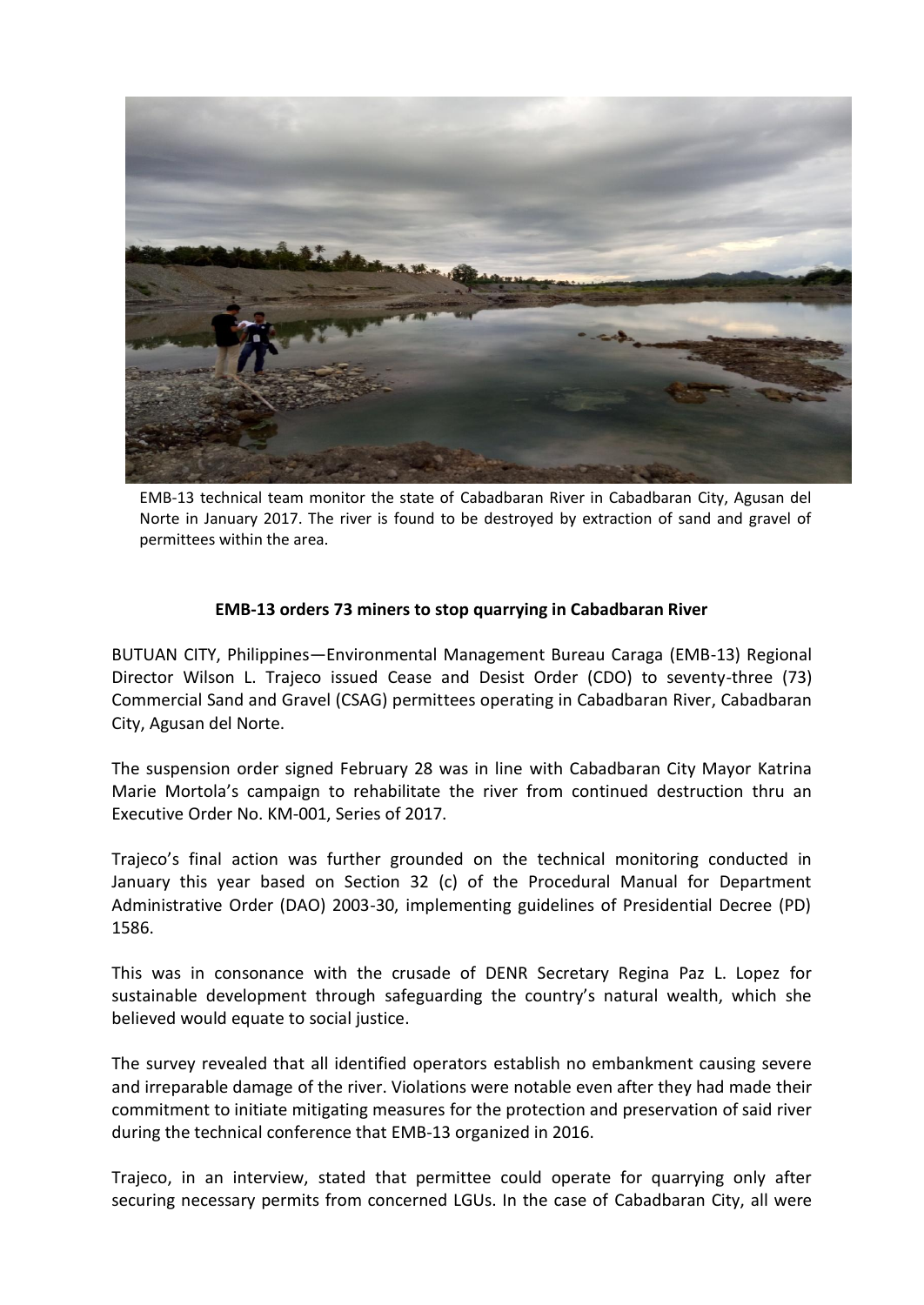EMB-13 technical team monitor the state of Cabadbaran River in Cabadbaran City, Agusan del Norte in January 2017. The river is found to be destroyed by extraction of sand and gravel of permittees within the area.

**EMB-13 orders 73 miners to stop quarrying in Cabadbaran River**

BUTUAN CITY, Philippines—Environmental Management Bureau Caraga (EMB-13) Regional Director Wilson L. Trajeco issued Cease and Desist Order (CDO) to seventy-three (73) Commercial Sand and Gravel (CSAG) permittees operating in Cabadbaran River, Cabadbaran City, Agusan del Norte.

The suspension order signed February 28 was in line with Cabadbaran City Mayor Katrina Marie Mortola's campaign to rehabilitate the river from continued destruction thru an Executive Order No. KM-001, Series of 2017.

Trajeco's final action was further grounded on the technical monitoring conducted in January this year based on Section 32 (c) of the Procedural Manual for Department Administrative Order (DAO) 2003-30, implementing guidelines of Presidential Decree (PD) 1586.

This was in consonance with the crusade of DENR Secretary Regina Paz L. Lopez for sustainable development through safeguarding the country's natural wealth, which she believed would equate to social justice.

The survey revealed that all identified operators establish no embankment causing severe and irreparable damage of the river. Violations were notable even after they had made their commitment to initiate mitigating measures for the protection and preservation of said river during the technical conference that EMB-13 organized in 2016.

Trajeco, in an interview, stated that permittee could operate for quarrying only after securing necessary permits from concerned LGUs. In the case of Cabadbaran City, all were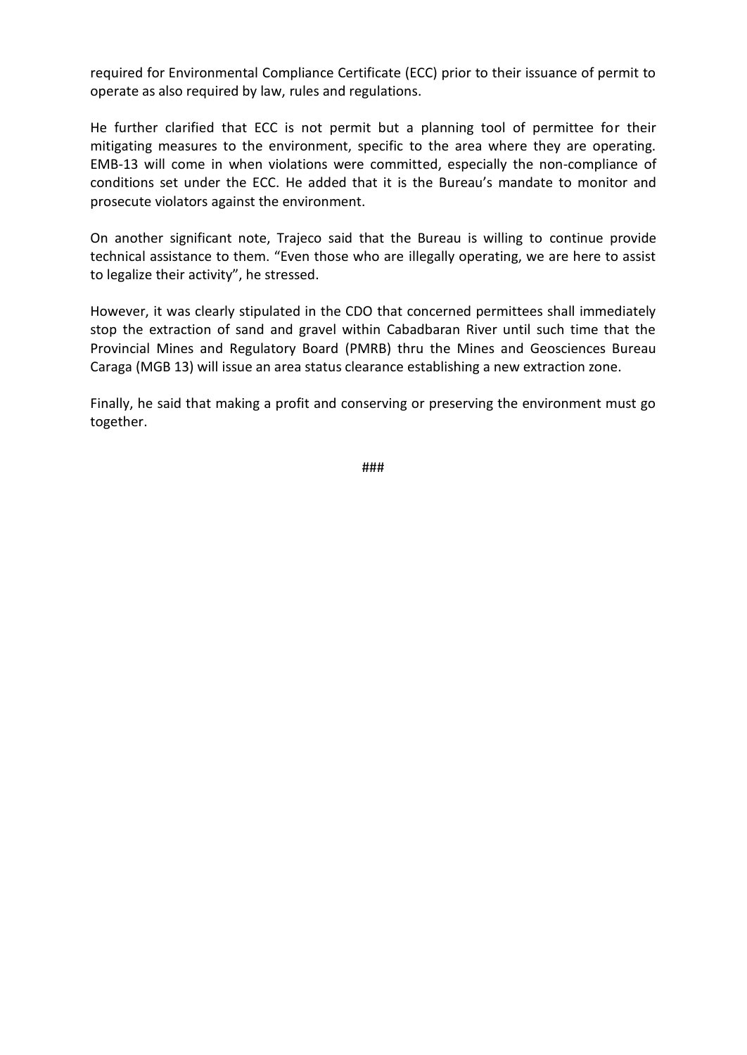required for Environmental Compliance Certificate (ECC) prior to their issuance of permit to operate as also required by law, rules and regulations.

He further clarified that ECC is not permit but a planning tool of permittee for their mitigating measures to the environment, specific to the area where they are operating. EMB-13 will come in when violations were committed, especially the non-compliance of conditions set under the ECC. He added that it is the Bureau's mandate to monitor and prosecute violators against the environment.

On another significant note, Trajeco said that the Bureau is willing to continue provide technical assistance to them. "Even those who are illegally operating, we are here to assist to legalize their activity", he stressed.

However, it was clearly stipulated in the CDO that concerned permittees shall immediately stop the extraction of sand and gravel within Cabadbaran River until such time that the Provincial Mines and Regulatory Board (PMRB) thru the Mines and Geosciences Bureau Caraga (MGB 13) will issue an area status clearance establishing a new extraction zone.

Finally, he said that making a profit and conserving or preserving the environment must go together.

###